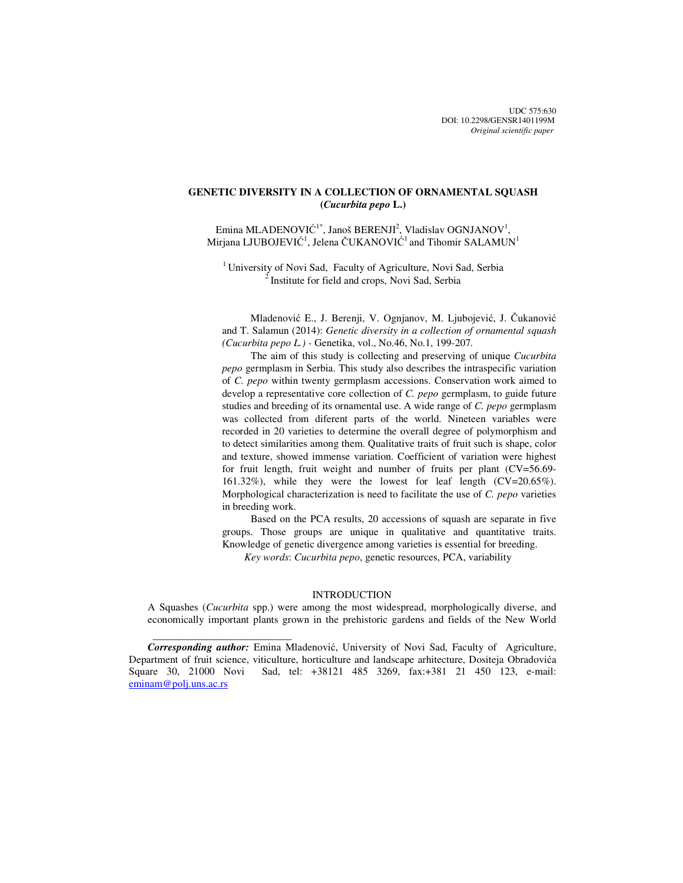UDC 575:630
DOI: 10.2298/GENSR1401199M
*Original scientific paper*

# GENETIC DIVERSITY IN A COLLECTION OF ORNAMENTAL SQUASH (*Cucurbita pepo* L.)

Emina MLADENOVIĆ[1*], Janoš BERENJI[2], Vladislav OGNJANOV[1], Mirjana LJUBOJEVIĆ[1], Jelena ČUKANOVIĆ[1] and Tihomir SALAMUN[1]

[1] University of Novi Sad, Faculty of Agriculture, Novi Sad, Serbia
[2] Institute for field and crops, Novi Sad, Serbia

Mladenović E., J. Berenji, V. Ognjanov, M. Ljubojević, J. Čukanović and T. Salamun (2014): *Genetic diversity in a collection of ornamental squash (Cucurbita pepo L.)* - Genetika, vol., No.46, No.1, 199-207.

The aim of this study is collecting and preserving of unique *Cucurbita pepo* germplasm in Serbia. This study also describes the intraspecific variation of *C. pepo* within twenty germplasm accessions. Conservation work aimed to develop a representative core collection of *C. pepo* germplasm, to guide future studies and breeding of its ornamental use. A wide range of *C. pepo* germplasm was collected from diferent parts of the world. Nineteen variables were recorded in 20 varieties to determine the overall degree of polymorphism and to detect similarities among them. Qualitative traits of fruit such is shape, color and texture, showed immense variation. Coefficient of variation were highest for fruit length, fruit weight and number of fruits per plant (CV=56.69-161.32%), while they were the lowest for leaf length (CV=20.65%). Morphological characterization is need to facilitate the use of *C. pepo* varieties in breeding work.

Based on the PCA results, 20 accessions of squash are separate in five groups. Those groups are unique in qualitative and quantitative traits. Knowledge of genetic divergence among varieties is essential for breeding.

*Key words*: *Cucurbita pepo*, genetic resources, PCA, variability

## INTRODUCTION

A Squashes (*Cucurbita* spp.) were among the most widespread, morphologically diverse, and economically important plants grown in the prehistoric gardens and fields of the New World

---

***Corresponding author:*** Emina Mladenović, University of Novi Sad, Faculty of Agriculture, Department of fruit science, viticulture, horticulture and landscape arhitecture, Dositeja Obradovića Square 30, 21000 Novi Sad, tel: +38121 485 3269, fax:+381 21 450 123, e-mail: eminam@polj.uns.ac.rs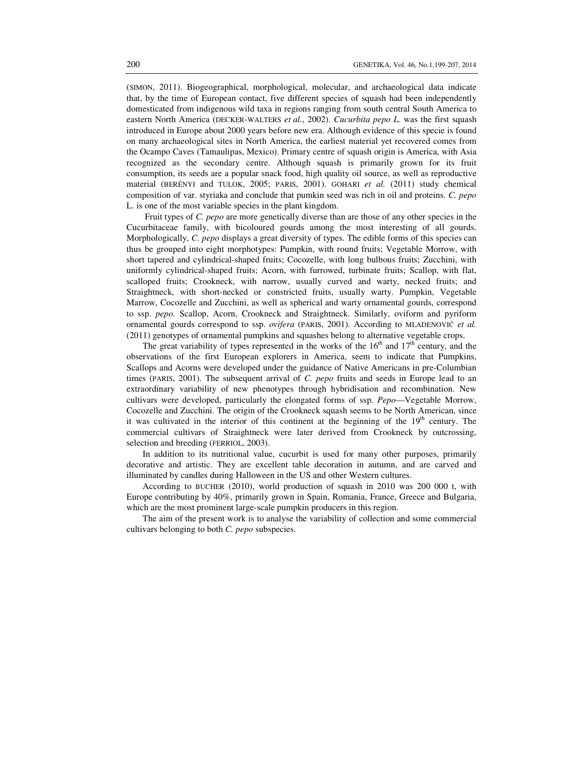(SIMON, 2011). Biogeographical, morphological, molecular, and archaeological data indicate that, by the time of European contact, five different species of squash had been independently domesticated from indigenous wild taxa in regions ranging from south central South America to eastern North America (DECKER-WALTERS *et al.*, 2002). *Cucurbita pepo L.* was the first squash introduced in Europe about 2000 years before new era. Although evidence of this specie is found on many archaeological sites in North America, the earliest material yet recovered comes from the Ocampo Caves (Tamaulipas, Mexico). Primary centre of squash origin is America, with Asia recognized as the secondary centre. Although squash is primarily grown for its fruit consumption, its seeds are a popular snack food, high quality oil source, as well as reproductive material (BERÉNYI and TULOK, 2005; PARIS, 2001). GOHARI *et al.* (2011) study chemical composition of var. styriaka and conclude that pumkin seed was rich in oil and proteins. *C. pepo* L. is one of the most variable species in the plant kingdom.

Fruit types of *C. pepo* are more genetically diverse than are those of any other species in the Cucurbitaceae family, with bicoloured gourds among the most interesting of all gourds. Morphologically, *C. pepo* displays a great diversity of types. The edible forms of this species can thus be grouped into eight morphotypes: Pumpkin, with round fruits; Vegetable Morrow, with short tapered and cylindrical-shaped fruits; Cocozelle, with long bulbous fruits; Zucchini, with uniformly cylindrical-shaped fruits; Acorn, with furrowed, turbinate fruits; Scallop, with flat, scalloped fruits; Crookneck, with narrow, usually curved and warty, necked fruits; and Straightneck, with short-necked or constricted fruits, usually warty. Pumpkin, Vegetable Marrow, Cocozelle and Zucchini, as well as spherical and warty ornamental gourds, correspond to ssp. *pepo*. Scallop, Acorn, Crookneck and Straightneck. Similarly, oviform and pyriform ornamental gourds correspond to ssp. *ovifera* (PARIS, 2001). According to MLADENOVIĆ *et al.* (2011) genotypes of ornamental pumpkins and squashes belong to alternative vegetable crops.

The great variability of types represented in the works of the 16th and 17th century, and the observations of the first European explorers in America, seem to indicate that Pumpkins, Scallops and Acorns were developed under the guidance of Native Americans in pre-Columbian times (PARIS, 2001). The subsequent arrival of *C. pepo* fruits and seeds in Europe lead to an extraordinary variability of new phenotypes through hybridisation and recombination. New cultivars were developed, particularly the elongated forms of ssp. *Pepo*—Vegetable Morrow, Cocozelle and Zucchini. The origin of the Crookneck squash seems to be North American, since it was cultivated in the interior of this continent at the beginning of the 19th century. The commercial cultivars of Straightneck were later derived from Crookneck by outcrossing, selection and breeding (FERRIOL, 2003).

In addition to its nutritional value, cucurbit is used for many other purposes, primarily decorative and artistic. They are excellent table decoration in autumn, and are carved and illuminated by candles during Halloween in the US and other Western cultures.

According to BUCHER (2010), world production of squash in 2010 was 200 000 t, with Europe contributing by 40%, primarily grown in Spain, Romania, France, Greece and Bulgaria, which are the most prominent large-scale pumpkin producers in this region.

The aim of the present work is to analyse the variability of collection and some commercial cultivars belonging to both *C. pepo* subspecies.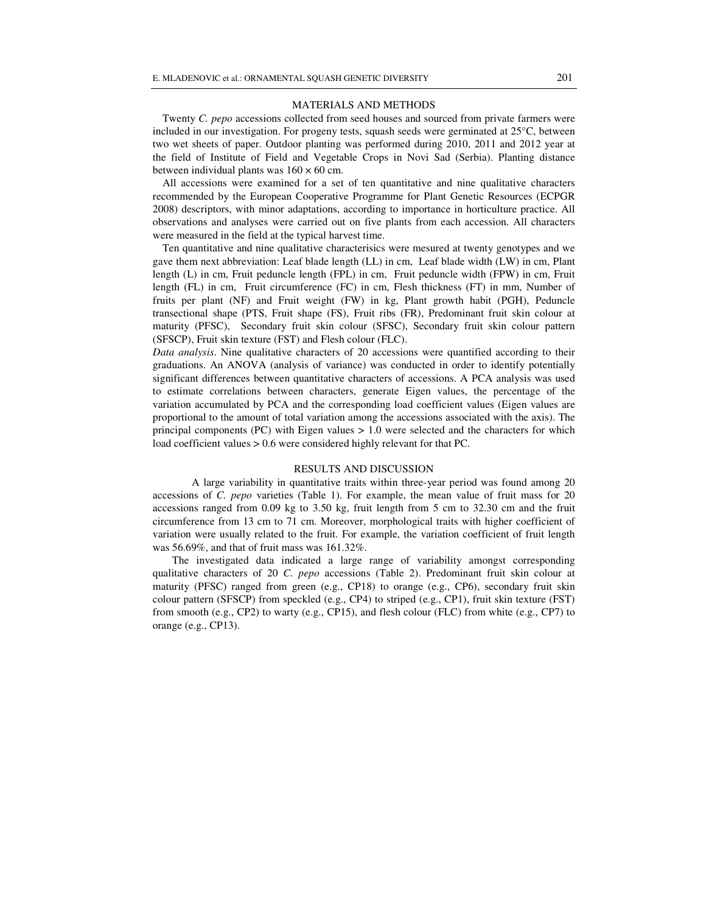## MATERIALS AND METHODS

Twenty *C. pepo* accessions collected from seed houses and sourced from private farmers were included in our investigation. For progeny tests, squash seeds were germinated at 25°C, between two wet sheets of paper. Outdoor planting was performed during 2010, 2011 and 2012 year at the field of Institute of Field and Vegetable Crops in Novi Sad (Serbia). Planting distance between individual plants was 160 × 60 cm.

All accessions were examined for a set of ten quantitative and nine qualitative characters recommended by the European Cooperative Programme for Plant Genetic Resources (ECPGR 2008) descriptors, with minor adaptations, according to importance in horticulture practice. All observations and analyses were carried out on five plants from each accession. All characters were measured in the field at the typical harvest time.

Ten quantitative and nine qualitative characterisics were mesured at twenty genotypes and we gave them next abbreviation: Leaf blade length (LL) in cm, Leaf blade width (LW) in cm, Plant length (L) in cm, Fruit peduncle length (FPL) in cm, Fruit peduncle width (FPW) in cm, Fruit length (FL) in cm, Fruit circumference (FC) in cm, Flesh thickness (FT) in mm, Number of fruits per plant (NF) and Fruit weight (FW) in kg, Plant growth habit (PGH), Peduncle transectional shape (PTS, Fruit shape (FS), Fruit ribs (FR), Predominant fruit skin colour at maturity (PFSC), Secondary fruit skin colour (SFSC), Secondary fruit skin colour pattern (SFSCP), Fruit skin texture (FST) and Flesh colour (FLC).

*Data analysis*. Nine qualitative characters of 20 accessions were quantified according to their graduations. An ANOVA (analysis of variance) was conducted in order to identify potentially significant differences between quantitative characters of accessions. A PCA analysis was used to estimate correlations between characters, generate Eigen values, the percentage of the variation accumulated by PCA and the corresponding load coefficient values (Eigen values are proportional to the amount of total variation among the accessions associated with the axis). The principal components (PC) with Eigen values > 1.0 were selected and the characters for which load coefficient values > 0.6 were considered highly relevant for that PC.

## RESULTS AND DISCUSSION

A large variability in quantitative traits within three-year period was found among 20 accessions of *C. pepo* varieties (Table 1). For example, the mean value of fruit mass for 20 accessions ranged from 0.09 kg to 3.50 kg, fruit length from 5 cm to 32.30 cm and the fruit circumference from 13 cm to 71 cm. Moreover, morphological traits with higher coefficient of variation were usually related to the fruit. For example, the variation coefficient of fruit length was 56.69%, and that of fruit mass was 161.32%.

The investigated data indicated a large range of variability amongst corresponding qualitative characters of 20 *C. pepo* accessions (Table 2). Predominant fruit skin colour at maturity (PFSC) ranged from green (e.g., CP18) to orange (e.g., CP6), secondary fruit skin colour pattern (SFSCP) from speckled (e.g., CP4) to striped (e.g., CP1), fruit skin texture (FST) from smooth (e.g., CP2) to warty (e.g., CP15), and flesh colour (FLC) from white (e.g., CP7) to orange (e.g., CP13).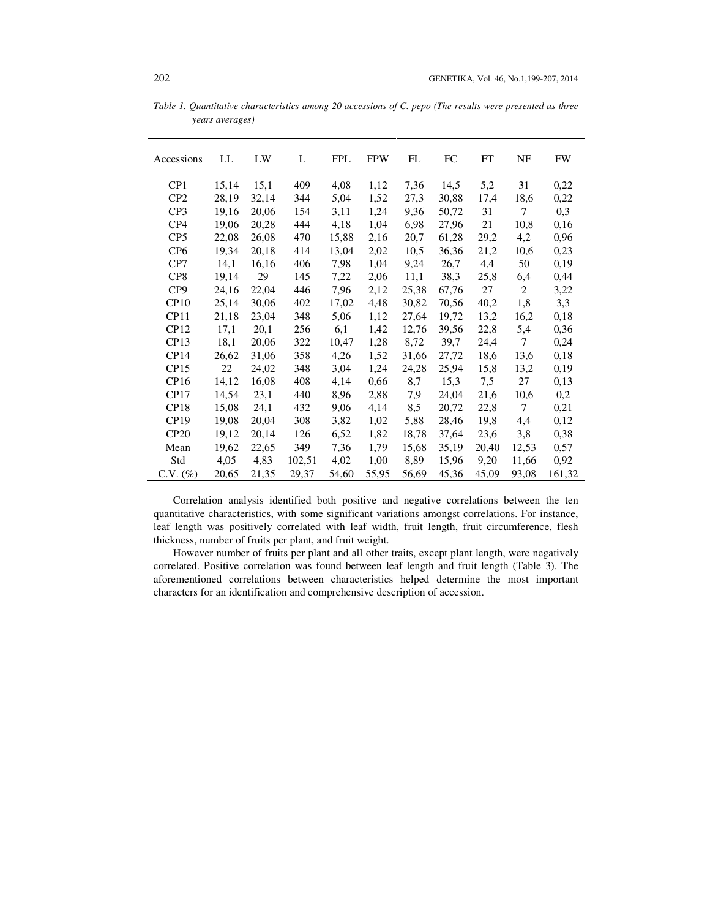*Table 1. Quantitative characteristics among 20 accessions of C. pepo (The results were presented as three years averages)*

| Accessions | LL | LW | L | FPL | FPW | FL | FC | FT | NF | FW |
|---|---|---|---|---|---|---|---|---|---|---|
| CP1 | 15,14 | 15,1 | 409 | 4,08 | 1,12 | 7,36 | 14,5 | 5,2 | 31 | 0,22 |
| CP2 | 28,19 | 32,14 | 344 | 5,04 | 1,52 | 27,3 | 30,88 | 17,4 | 18,6 | 0,22 |
| CP3 | 19,16 | 20,06 | 154 | 3,11 | 1,24 | 9,36 | 50,72 | 31 | 7 | 0,3 |
| CP4 | 19,06 | 20,28 | 444 | 4,18 | 1,04 | 6,98 | 27,96 | 21 | 10,8 | 0,16 |
| CP5 | 22,08 | 26,08 | 470 | 15,88 | 2,16 | 20,7 | 61,28 | 29,2 | 4,2 | 0,96 |
| CP6 | 19,34 | 20,18 | 414 | 13,04 | 2,02 | 10,5 | 36,36 | 21,2 | 10,6 | 0,23 |
| CP7 | 14,1 | 16,16 | 406 | 7,98 | 1,04 | 9,24 | 26,7 | 4,4 | 50 | 0,19 |
| CP8 | 19,14 | 29 | 145 | 7,22 | 2,06 | 11,1 | 38,3 | 25,8 | 6,4 | 0,44 |
| CP9 | 24,16 | 22,04 | 446 | 7,96 | 2,12 | 25,38 | 67,76 | 27 | 2 | 3,22 |
| CP10 | 25,14 | 30,06 | 402 | 17,02 | 4,48 | 30,82 | 70,56 | 40,2 | 1,8 | 3,3 |
| CP11 | 21,18 | 23,04 | 348 | 5,06 | 1,12 | 27,64 | 19,72 | 13,2 | 16,2 | 0,18 |
| CP12 | 17,1 | 20,1 | 256 | 6,1 | 1,42 | 12,76 | 39,56 | 22,8 | 5,4 | 0,36 |
| CP13 | 18,1 | 20,06 | 322 | 10,47 | 1,28 | 8,72 | 39,7 | 24,4 | 7 | 0,24 |
| CP14 | 26,62 | 31,06 | 358 | 4,26 | 1,52 | 31,66 | 27,72 | 18,6 | 13,6 | 0,18 |
| CP15 | 22 | 24,02 | 348 | 3,04 | 1,24 | 24,28 | 25,94 | 15,8 | 13,2 | 0,19 |
| CP16 | 14,12 | 16,08 | 408 | 4,14 | 0,66 | 8,7 | 15,3 | 7,5 | 27 | 0,13 |
| CP17 | 14,54 | 23,1 | 440 | 8,96 | 2,88 | 7,9 | 24,04 | 21,6 | 10,6 | 0,2 |
| CP18 | 15,08 | 24,1 | 432 | 9,06 | 4,14 | 8,5 | 20,72 | 22,8 | 7 | 0,21 |
| CP19 | 19,08 | 20,04 | 308 | 3,82 | 1,02 | 5,88 | 28,46 | 19,8 | 4,4 | 0,12 |
| CP20 | 19,12 | 20,14 | 126 | 6,52 | 1,82 | 18,78 | 37,64 | 23,6 | 3,8 | 0,38 |
| Mean | 19,62 | 22,65 | 349 | 7,36 | 1,79 | 15,68 | 35,19 | 20,40 | 12,53 | 0,57 |
| Std | 4,05 | 4,83 | 102,51 | 4,02 | 1,00 | 8,89 | 15,96 | 9,20 | 11,66 | 0,92 |
| C.V. (%) | 20,65 | 21,35 | 29,37 | 54,60 | 55,95 | 56,69 | 45,36 | 45,09 | 93,08 | 161,32 |

Correlation analysis identified both positive and negative correlations between the ten quantitative characteristics, with some significant variations amongst correlations. For instance, leaf length was positively correlated with leaf width, fruit length, fruit circumference, flesh thickness, number of fruits per plant, and fruit weight.

However number of fruits per plant and all other traits, except plant length, were negatively correlated. Positive correlation was found between leaf length and fruit length (Table 3). The aforementioned correlations between characteristics helped determine the most important characters for an identification and comprehensive description of accession.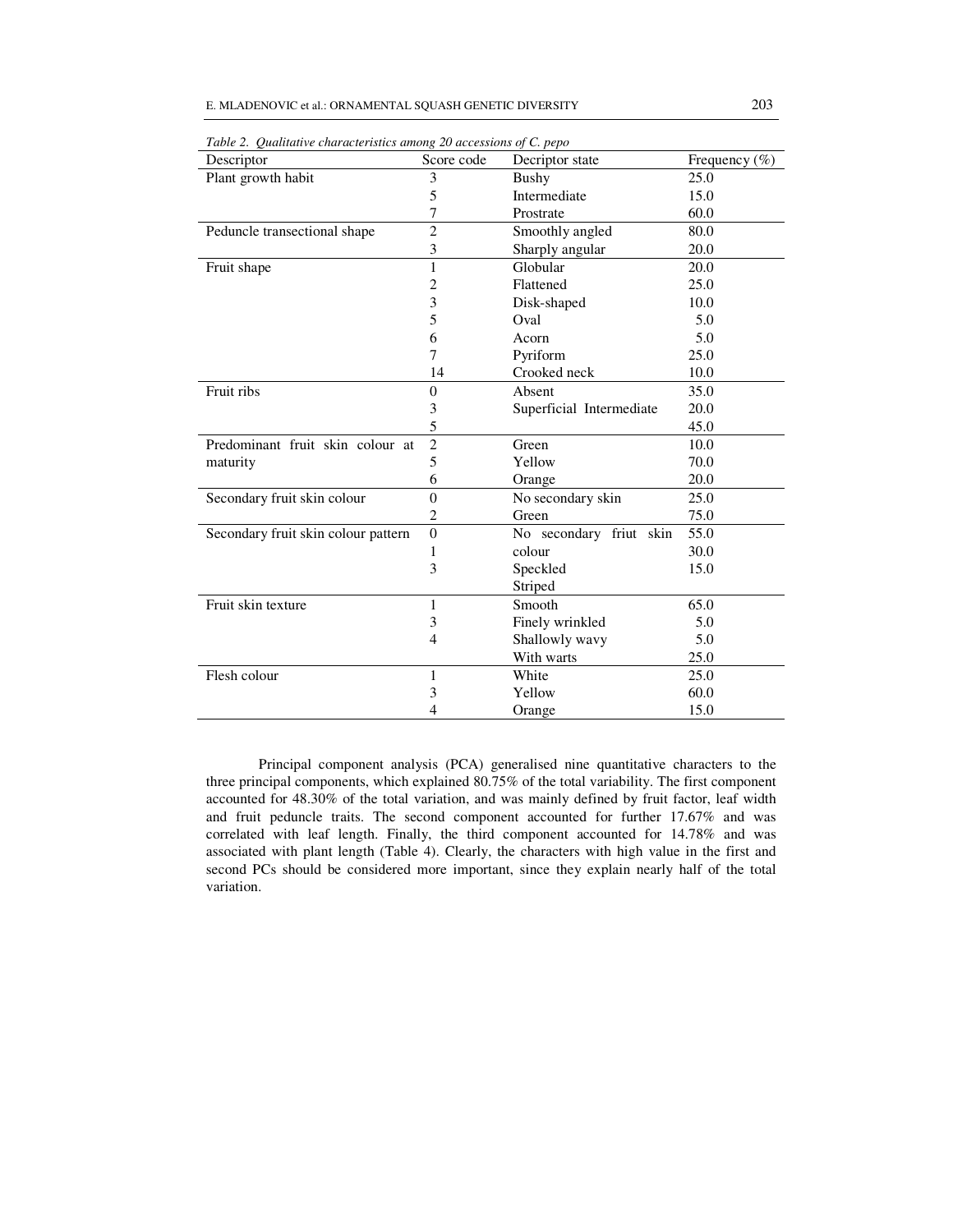*Table 2. Qualitative characteristics among 20 accessions of C. pepo*

| Descriptor | Score code | Decriptor state | Frequency (%) |
|---|---|---|---|
| Plant growth habit | 3 | Bushy | 25.0 |
| | 5 | Intermediate | 15.0 |
| | 7 | Prostrate | 60.0 |
| Peduncle transectional shape | 2 | Smoothly angled | 80.0 |
| | 3 | Sharply angular | 20.0 |
| Fruit shape | 1 | Globular | 20.0 |
| | 2 | Flattened | 25.0 |
| | 3 | Disk-shaped | 10.0 |
| | 5 | Oval | 5.0 |
| | 6 | Acorn | 5.0 |
| | 7 | Pyriform | 25.0 |
| | 14 | Crooked neck | 10.0 |
| Fruit ribs | 0 | Absent | 35.0 |
| | 3 | Superficial Intermediate | 20.0 |
| | 5 | | 45.0 |
| Predominant fruit skin colour at maturity | 2 | Green | 10.0 |
| | 5 | Yellow | 70.0 |
| | 6 | Orange | 20.0 |
| Secondary fruit skin colour | 0 | No secondary skin | 25.0 |
| | 2 | Green | 75.0 |
| Secondary fruit skin colour pattern | 0 | No secondary friut skin | 55.0 |
| | 1 | colour | 30.0 |
| | 3 | Speckled | 15.0 |
| | | Striped | |
| Fruit skin texture | 1 | Smooth | 65.0 |
| | 3 | Finely wrinkled | 5.0 |
| | 4 | Shallowly wavy | 5.0 |
| | | With warts | 25.0 |
| Flesh colour | 1 | White | 25.0 |
| | 3 | Yellow | 60.0 |
| | 4 | Orange | 15.0 |

Principal component analysis (PCA) generalised nine quantitative characters to the three principal components, which explained 80.75% of the total variability. The first component accounted for 48.30% of the total variation, and was mainly defined by fruit factor, leaf width and fruit peduncle traits. The second component accounted for further 17.67% and was correlated with leaf length. Finally, the third component accounted for 14.78% and was associated with plant length (Table 4). Clearly, the characters with high value in the first and second PCs should be considered more important, since they explain nearly half of the total variation.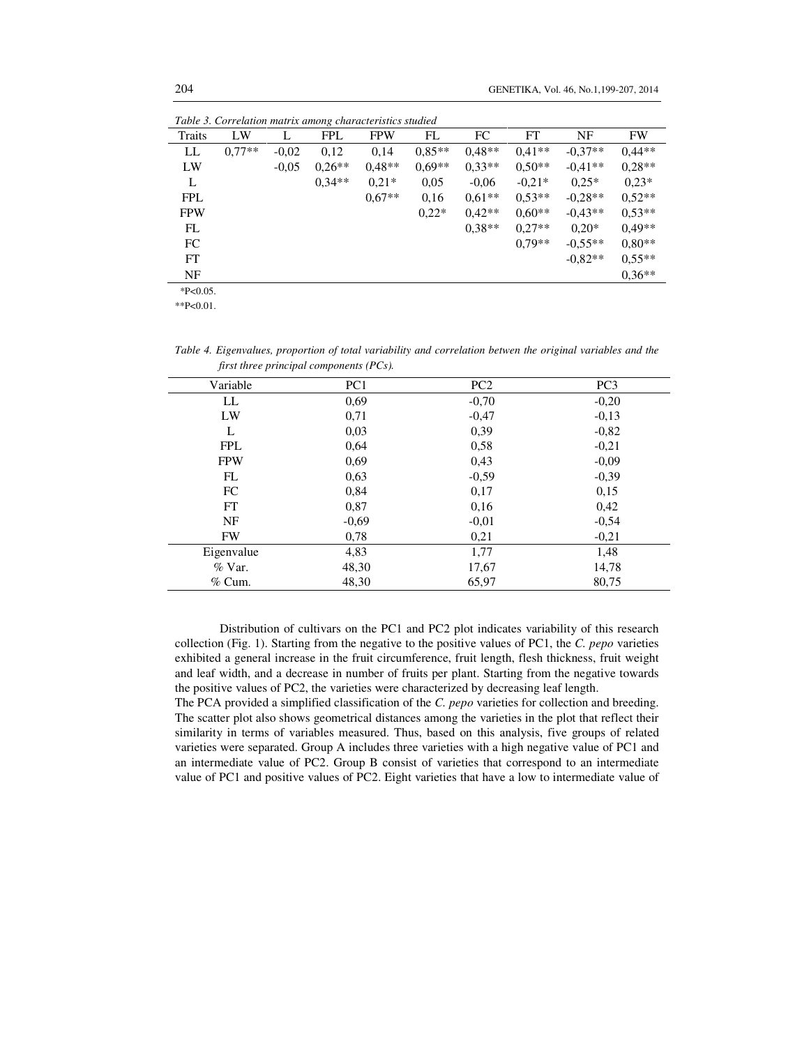*Table 3. Correlation matrix among characteristics studied*

| Traits | LW | L | FPL | FPW | FL | FC | FT | NF | FW |
|---|---|---|---|---|---|---|---|---|---|
| LL | 0,77** | -0,02 | 0,12 | 0,14 | 0,85** | 0,48** | 0,41** | -0,37** | 0,44** |
| LW | | -0,05 | 0,26** | 0,48** | 0,69** | 0,33** | 0,50** | -0,41** | 0,28** |
| L | | | 0,34** | 0,21* | 0,05 | -0,06 | -0,21* | 0,25* | 0,23* |
| FPL | | | | 0,67** | 0,16 | 0,61** | 0,53** | -0,28** | 0,52** |
| FPW | | | | | 0,22* | 0,42** | 0,60** | -0,43** | 0,53** |
| FL | | | | | | 0,38** | 0,27** | 0,20* | 0,49** |
| FC | | | | | | | 0,79** | -0,55** | 0,80** |
| FT | | | | | | | | -0,82** | 0,55** |
| NF | | | | | | | | | 0,36** |

*P<0.05.

**P<0.01.

*Table 4. Eigenvalues, proportion of total variability and correlation betwen the original variables and the first three principal components (PCs).*

| Variable | PC1 | PC2 | PC3 |
|---|---|---|---|
| LL | 0,69 | -0,70 | -0,20 |
| LW | 0,71 | -0,47 | -0,13 |
| L | 0,03 | 0,39 | -0,82 |
| FPL | 0,64 | 0,58 | -0,21 |
| FPW | 0,69 | 0,43 | -0,09 |
| FL | 0,63 | -0,59 | -0,39 |
| FC | 0,84 | 0,17 | 0,15 |
| FT | 0,87 | 0,16 | 0,42 |
| NF | -0,69 | -0,01 | -0,54 |
| FW | 0,78 | 0,21 | -0,21 |
| Eigenvalue | 4,83 | 1,77 | 1,48 |
| % Var. | 48,30 | 17,67 | 14,78 |
| % Cum. | 48,30 | 65,97 | 80,75 |

Distribution of cultivars on the PC1 and PC2 plot indicates variability of this research collection (Fig. 1). Starting from the negative to the positive values of PC1, the *C. pepo* varieties exhibited a general increase in the fruit circumference, fruit length, flesh thickness, fruit weight and leaf width, and a decrease in number of fruits per plant. Starting from the negative towards the positive values of PC2, the varieties were characterized by decreasing leaf length.

The PCA provided a simplified classification of the *C. pepo* varieties for collection and breeding. The scatter plot also shows geometrical distances among the varieties in the plot that reflect their similarity in terms of variables measured. Thus, based on this analysis, five groups of related varieties were separated. Group A includes three varieties with a high negative value of PC1 and an intermediate value of PC2. Group B consist of varieties that correspond to an intermediate value of PC1 and positive values of PC2. Eight varieties that have a low to intermediate value of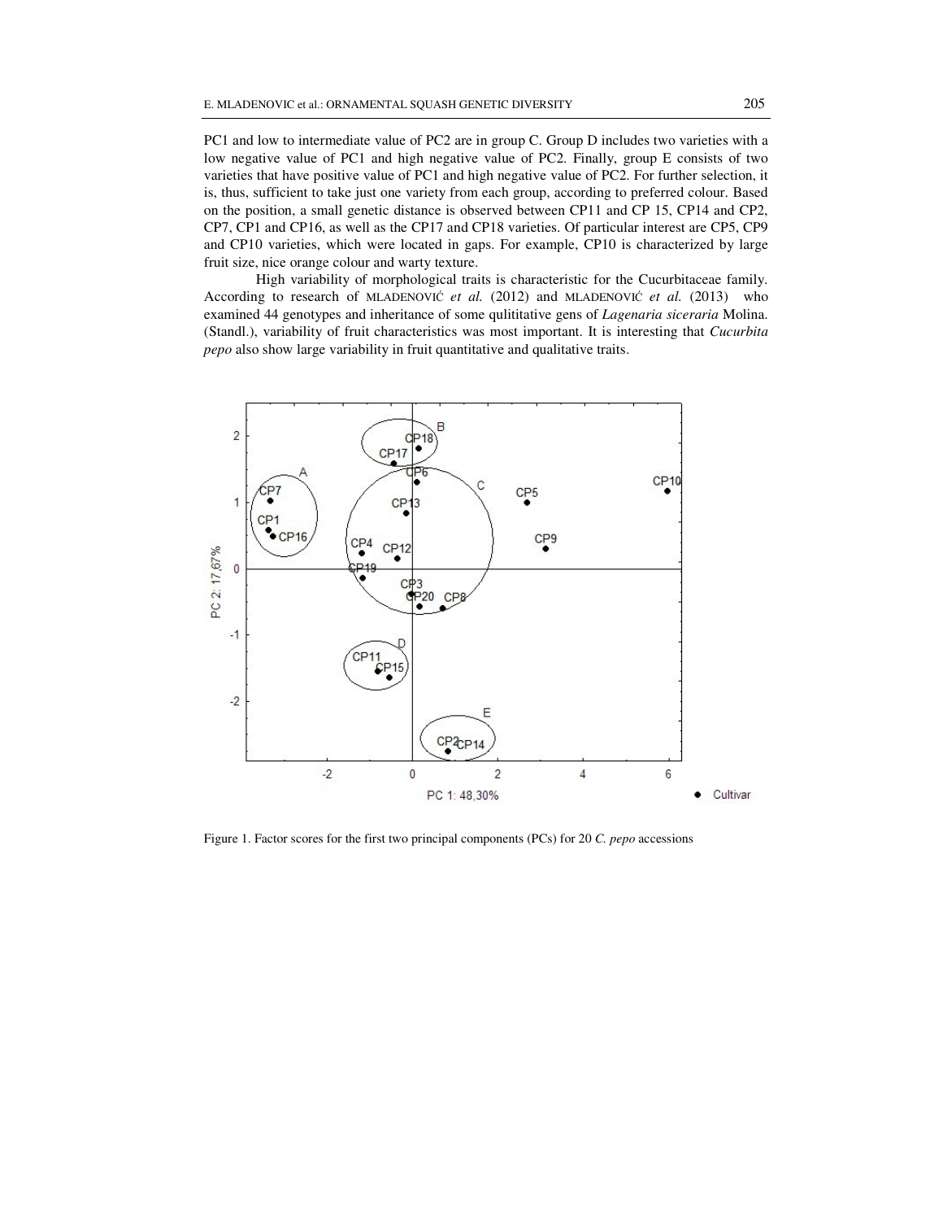PC1 and low to intermediate value of PC2 are in group C. Group D includes two varieties with a low negative value of PC1 and high negative value of PC2. Finally, group E consists of two varieties that have positive value of PC1 and high negative value of PC2. For further selection, it is, thus, sufficient to take just one variety from each group, according to preferred colour. Based on the position, a small genetic distance is observed between CP11 and CP 15, CP14 and CP2, CP7, CP1 and CP16, as well as the CP17 and CP18 varieties. Of particular interest are CP5, CP9 and CP10 varieties, which were located in gaps. For example, CP10 is characterized by large fruit size, nice orange colour and warty texture.

High variability of morphological traits is characteristic for the Cucurbitaceae family. According to research of MLADENOVIĆ *et al.* (2012) and MLADENOVIĆ *et al.* (2013) who examined 44 genotypes and inheritance of some qulititative gens of *Lagenaria siceraria* Molina. (Standl.), variability of fruit characteristics was most important. It is interesting that *Cucurbita pepo* also show large variability in fruit quantitative and qualitative traits.

Figure 1. Factor scores for the first two principal components (PCs) for 20 *C. pepo* accessions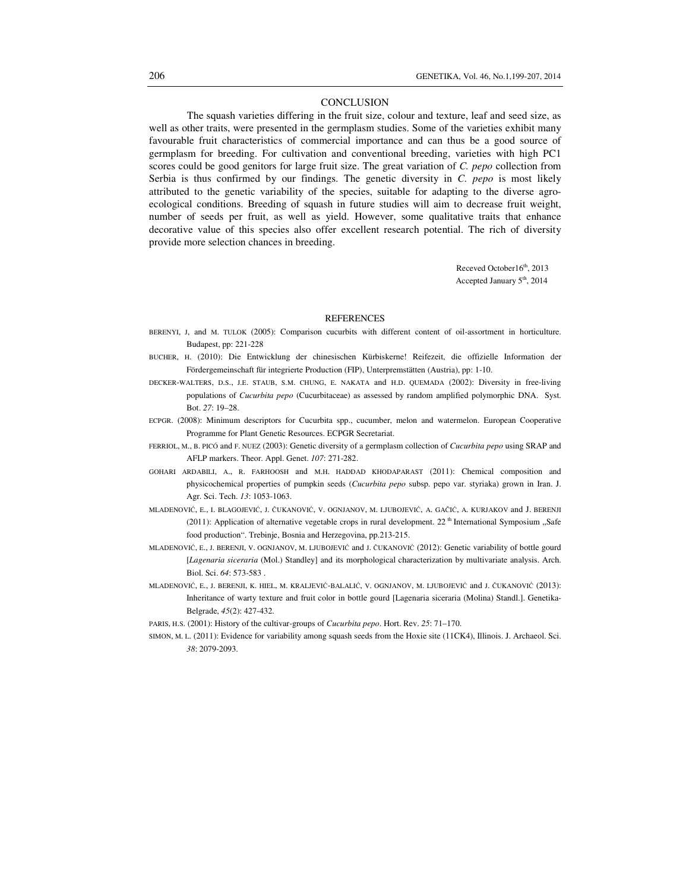## CONCLUSION

The squash varieties differing in the fruit size, colour and texture, leaf and seed size, as well as other traits, were presented in the germplasm studies. Some of the varieties exhibit many favourable fruit characteristics of commercial importance and can thus be a good source of germplasm for breeding. For cultivation and conventional breeding, varieties with high PC1 scores could be good genitors for large fruit size. The great variation of *C. pepo* collection from Serbia is thus confirmed by our findings. The genetic diversity in *C. pepo* is most likely attributed to the genetic variability of the species, suitable for adapting to the diverse agro-ecological conditions. Breeding of squash in future studies will aim to decrease fruit weight, number of seeds per fruit, as well as yield. However, some qualitative traits that enhance decorative value of this species also offer excellent research potential. The rich of diversity provide more selection chances in breeding.

Receved October16th, 2013
Accepted January 5th, 2014

## REFERENCES

BERENYI, J, and M. TULOK (2005): Comparison cucurbits with different content of oil-assortment in horticulture. Budapest, pp: 221-228

BUCHER, H. (2010): Die Entwicklung der chinesischen Kürbiskerne! Reifezeit, die offizielle Information der Fördergemeinschaft für integrierte Production (FIP), Unterpremstätten (Austria), pp: 1-10.

DECKER-WALTERS, D.S., J.E. STAUB, S.M. CHUNG, E. NAKATA and H.D. QUEMADA (2002): Diversity in free-living populations of *Cucurbita pepo* (Cucurbitaceae) as assessed by random amplified polymorphic DNA. Syst. Bot. *27*: 19–28.

ECPGR. (2008): Minimum descriptors for Cucurbita spp., cucumber, melon and watermelon. European Cooperative Programme for Plant Genetic Resources. ECPGR Secretariat.

FERRIOL, M., B. PICÓ and F. NUEZ (2003): Genetic diversity of a germplasm collection of *Cucurbita pepo* using SRAP and AFLP markers. Theor. Appl. Genet. *107*: 271-282.

GOHARI ARDABILI, A., R. FARHOOSH and M.H. HADDAD KHODAPARAST (2011): Chemical composition and physicochemical properties of pumpkin seeds (*Cucurbita pepo* subsp. pepo var. styriaka) grown in Iran. J. Agr. Sci. Tech. *13*: 1053-1063.

MLADENOVIĆ, E., I. BLAGOJEVIĆ, J. ČUKANOVIĆ, V. OGNJANOV, M. LJUBOJEVIĆ, A. GAČIĆ, A. KURJAKOV and J. BERENJI (2011): Application of alternative vegetable crops in rural development. 22 th International Symposium „Safe food production". Trebinje, Bosnia and Herzegovina, pp.213-215.

MLADENOVIĆ, E., J. BERENJI, V. OGNJANOV, M. LJUBOJEVIĆ and J. ČUKANOVIĆ (2012): Genetic variability of bottle gourd [*Lagenaria siceraria* (Mol.) Standley] and its morphological characterization by multivariate analysis. Arch. Biol. Sci. *64*: 573-583 .

MLADENOVIĆ, E., J. BERENJI, K. HIEL, M. KRALJEVIĆ-BALALIĆ, V. OGNJANOV, M. LJUBOJEVIĆ and J. ČUKANOVIĆ (2013): Inheritance of warty texture and fruit color in bottle gourd [Lagenaria siceraria (Molina) Standl.]. Genetika-Belgrade, *45*(2): 427-432.

PARIS, H.S. (2001): History of the cultivar-groups of *Cucurbita pepo*. Hort. Rev. *25*: 71–170.

SIMON, M. L. (2011): Evidence for variability among squash seeds from the Hoxie site (11CK4), Illinois. J. Archaeol. Sci. *38*: 2079-2093.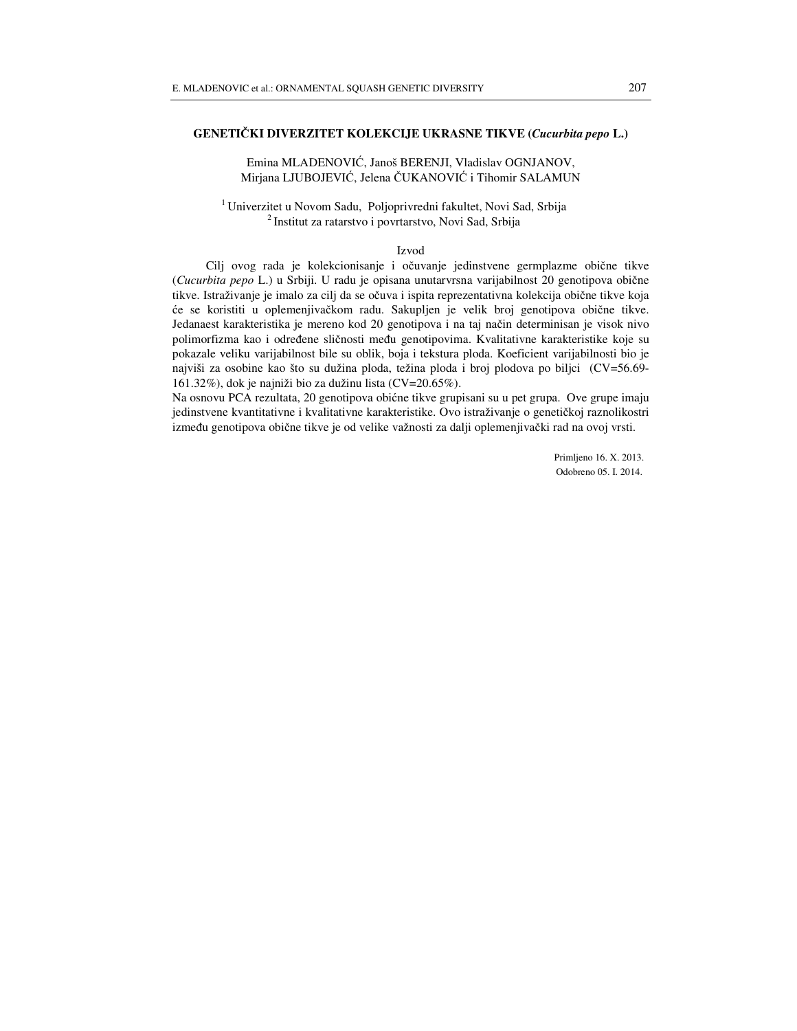## GENETIČKI DIVERZITET KOLEKCIJE UKRASNE TIKVE (*Cucurbita pepo* L.)

Emina MLADENOVIĆ, Janoš BERENJI, Vladislav OGNJANOV,
Mirjana LJUBOJEVIĆ, Jelena ČUKANOVIĆ i Tihomir SALAMUN

[1] Univerzitet u Novom Sadu, Poljoprivredni fakultet, Novi Sad, Srbija
[2] Institut za ratarstvo i povrtarstvo, Novi Sad, Srbija

### Izvod

Cilj ovog rada je kolekcionisanje i očuvanje jedinstvene germplazme obične tikve (*Cucurbita pepo* L.) u Srbiji. U radu je opisana unutarvrsna varijabilnost 20 genotipova obične tikve. Istraživanje je imalo za cilj da se očuva i ispita reprezentativna kolekcija obične tikve koja će se koristiti u oplemenjivačkom radu. Sakupljen je velik broj genotipova obične tikve. Jedanaest karakteristika je mereno kod 20 genotipova i na taj način determinisan je visok nivo polimorfizma kao i određene sličnosti među genotipovima. Kvalitativne karakteristike koje su pokazale veliku varijabilnost bile su oblik, boja i tekstura ploda. Koeficient varijabilnosti bio je najviši za osobine kao što su dužina ploda, težina ploda i broj plodova po biljci (CV=56.69-161.32%), dok je najniži bio za dužinu lista (CV=20.65%).
Na osnovu PCA rezultata, 20 genotipova obićne tikve grupisani su u pet grupa. Ove grupe imaju jedinstvene kvantitativne i kvalitativne karakteristike. Ovo istraživanje o genetičkoj raznolikostri između genotipova obične tikve je od velike važnosti za dalji oplemenjivački rad na ovoj vrsti.

Primljeno 16. X. 2013.
Odobreno 05. I. 2014.